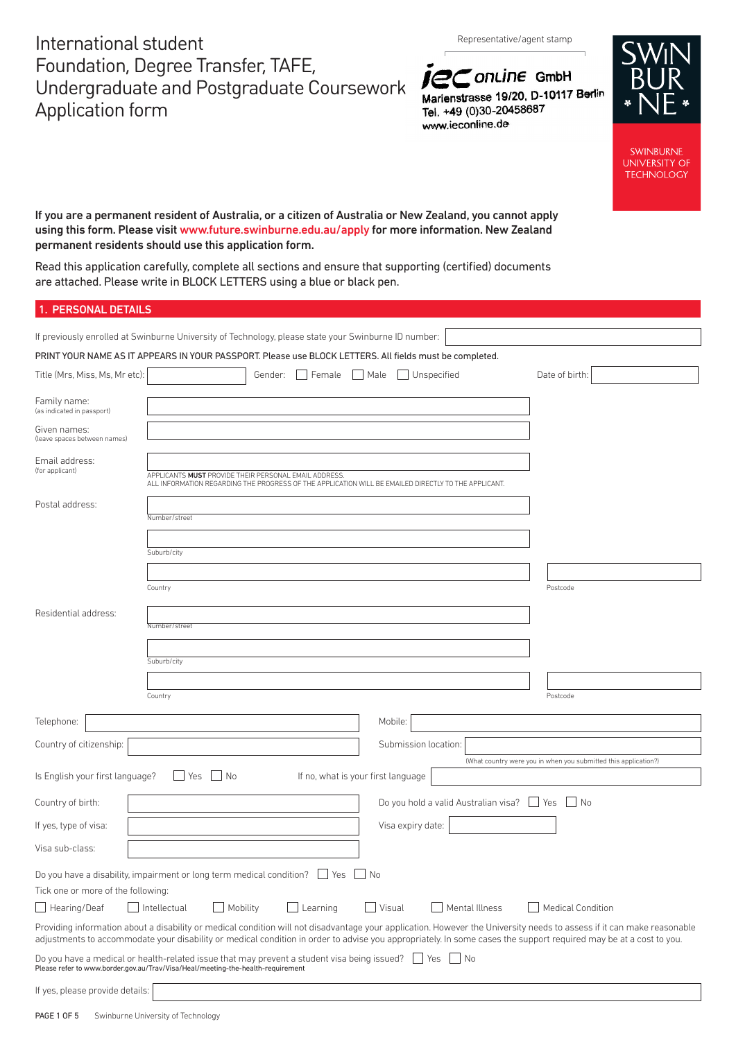# International student
# Foundation, Degree Transfer, TAFE, Undergraduate and Postgraduate Coursework Application form

Representative/agent stamp

iec online GmbH
Marienstrasse 19/20, D-10117 Berlin
Tel. +49 (0)30-20458687
www.iec­online.de

SWINBURNE UNIVERSITY OF TECHNOLOGY

**If you are a permanent resident of Australia, or a citizen of Australia or New Zealand, you cannot apply using this form. Please visit www.future.swinburne.edu.au/apply for more information. New Zealand permanent residents should use this application form.**

Read this application carefully, complete all sections and ensure that supporting (certified) documents are attached. Please write in BLOCK LETTERS using a blue or black pen.

## 1. PERSONAL DETAILS

If previously enrolled at Swinburne University of Technology, please state your Swinburne ID number: ____________

PRINT YOUR NAME AS IT APPEARS IN YOUR PASSPORT. Please use BLOCK LETTERS. All fields must be completed.

Title (Mrs, Miss, Ms, Mr etc): ____________ Gender: ☐ Female ☐ Male ☐ Unspecified Date of birth: ____________

Family name: (as indicated in passport) ____________

Given names: (leave spaces between names) ____________

Email address: (for applicant) ____________
APPLICANTS **MUST** PROVIDE THEIR PERSONAL EMAIL ADDRESS.
ALL INFORMATION REGARDING THE PROGRESS OF THE APPLICATION WILL BE EMAILED DIRECTLY TO THE APPLICANT.

Postal address:
Number/street ____________
Suburb/city ____________
Country ____________ Postcode ____________

Residential address:
Number/street ____________
Suburb/city ____________
Country ____________ Postcode ____________

Telephone: ____________ Mobile: ____________

Country of citizenship: ____________ Submission location: ____________
(What country were you in when you submitted this application?)

Is English your first language? ☐ Yes ☐ No If no, what is your first language ____________

Country of birth: ____________ Do you hold a valid Australian visa? ☐ Yes ☐ No

If yes, type of visa: ____________ Visa expiry date: ____________

Visa sub-class: ____________

Do you have a disability, impairment or long term medical condition? ☐ Yes ☐ No

Tick one or more of the following:

☐ Hearing/Deaf ☐ Intellectual ☐ Mobility ☐ Learning ☐ Visual ☐ Mental Illness ☐ Medical Condition

Providing information about a disability or medical condition will not disadvantage your application. However the University needs to assess if it can make reasonable adjustments to accommodate your disability or medical condition in order to advise you appropriately. In some cases the support required may be at a cost to you.

Do you have a medical or health-related issue that may prevent a student visa being issued? ☐ Yes ☐ No
Please refer to www.border.gov.au/Trav/Visa/Heal/meeting-the-health-requirement

If yes, please provide details: ____________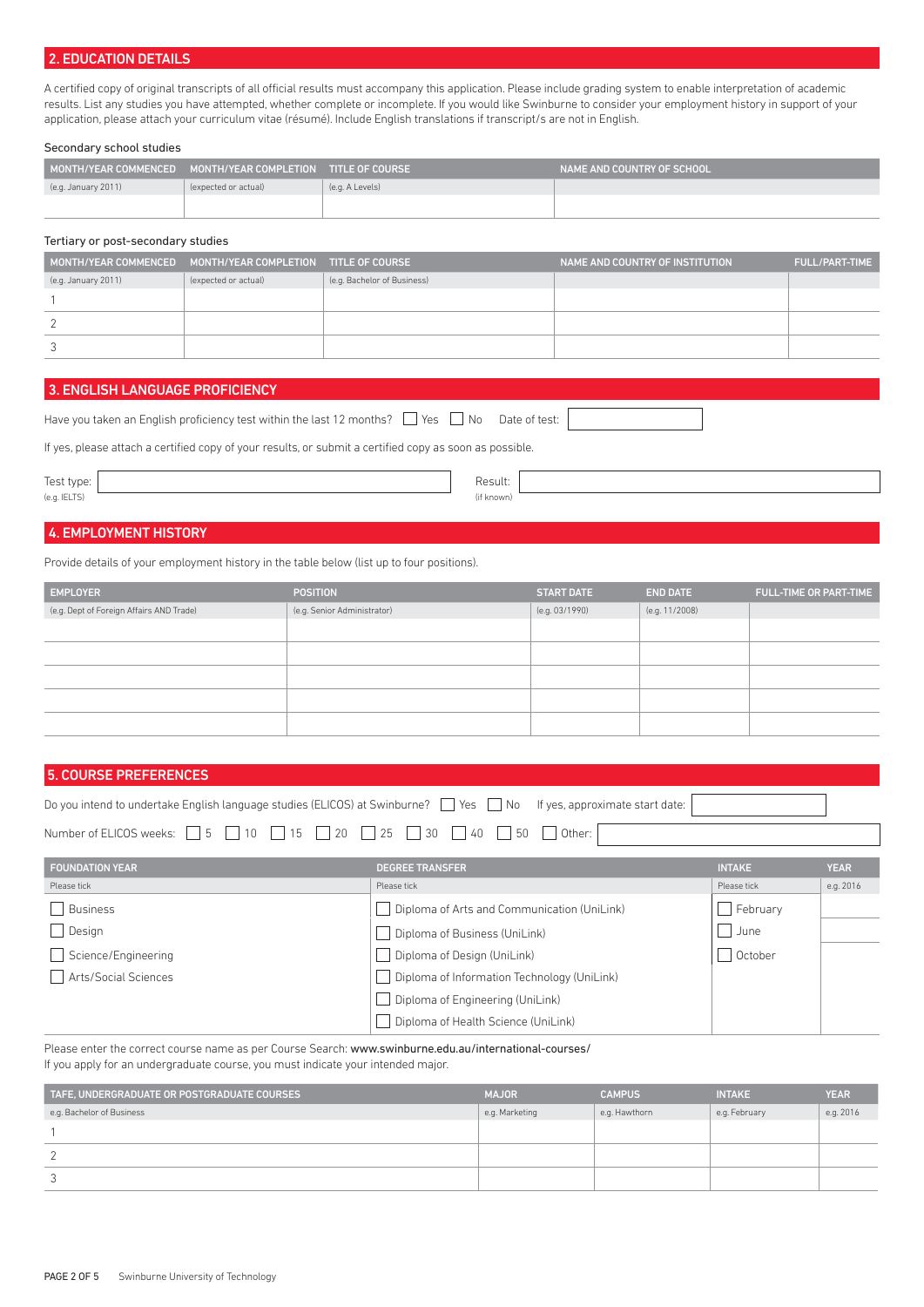## 2. EDUCATION DETAILS

A certified copy of original transcripts of all official results must accompany this application. Please include grading system to enable interpretation of academic results. List any studies you have attempted, whether complete or incomplete. If you would like Swinburne to consider your employment history in support of your application, please attach your curriculum vitae (résumé). Include English translations if transcript/s are not in English.

Secondary school studies

| MONTH/YEAR COMMENCED | MONTH/YEAR COMPLETION | TITLE OF COURSE | NAME AND COUNTRY OF SCHOOL |
|---|---|---|---|
| (e.g. January 2011) | (expected or actual) | (e.g. A Levels) | |
| | | | |

Tertiary or post-secondary studies

| MONTH/YEAR COMMENCED | MONTH/YEAR COMPLETION | TITLE OF COURSE | NAME AND COUNTRY OF INSTITUTION | FULL/PART-TIME |
|---|---|---|---|---|
| (e.g. January 2011) | (expected or actual) | (e.g. Bachelor of Business) | | |
| 1 | | | | |
| 2 | | | | |
| 3 | | | | |

## 3. ENGLISH LANGUAGE PROFICIENCY

Have you taken an English proficiency test within the last 12 months? ☐ Yes ☐ No Date of test: ____________

If yes, please attach a certified copy of your results, or submit a certified copy as soon as possible.

Test type: ____________ (e.g. IELTS) Result: ____________ (if known)

## 4. EMPLOYMENT HISTORY

Provide details of your employment history in the table below (list up to four positions).

| EMPLOYER | POSITION | START DATE | END DATE | FULL-TIME OR PART-TIME |
|---|---|---|---|---|
| (e.g. Dept of Foreign Affairs AND Trade) | (e.g. Senior Administrator) | (e.g. 03/1990) | (e.g. 11/2008) | |
| | | | | |
| | | | | |
| | | | | |
| | | | | |

## 5. COURSE PREFERENCES

Do you intend to undertake English language studies (ELICOS) at Swinburne? ☐ Yes ☐ No If yes, approximate start date: ____________

Number of ELICOS weeks: ☐ 5 ☐ 10 ☐ 15 ☐ 20 ☐ 25 ☐ 30 ☐ 40 ☐ 50 ☐ Other: ____________

| FOUNDATION YEAR | DEGREE TRANSFER | INTAKE | YEAR |
|---|---|---|---|
| Please tick | Please tick | Please tick | e.g. 2016 |
| ☐ Business | ☐ Diploma of Arts and Communication (UniLink) | ☐ February | |
| ☐ Design | ☐ Diploma of Business (UniLink) | ☐ June | |
| ☐ Science/Engineering | ☐ Diploma of Design (UniLink) | ☐ October | |
| ☐ Arts/Social Sciences | ☐ Diploma of Information Technology (UniLink) | | |
| | ☐ Diploma of Engineering (UniLink) | | |
| | ☐ Diploma of Health Science (UniLink) | | |

Please enter the correct course name as per Course Search: www.swinburne.edu.au/international-courses/
If you apply for an undergraduate course, you must indicate your intended major.

| TAFE, UNDERGRADUATE OR POSTGRADUATE COURSES | MAJOR | CAMPUS | INTAKE | YEAR |
|---|---|---|---|---|
| e.g. Bachelor of Business | e.g. Marketing | e.g. Hawthorn | e.g. February | e.g. 2016 |
| 1 | | | | |
| 2 | | | | |
| 3 | | | | |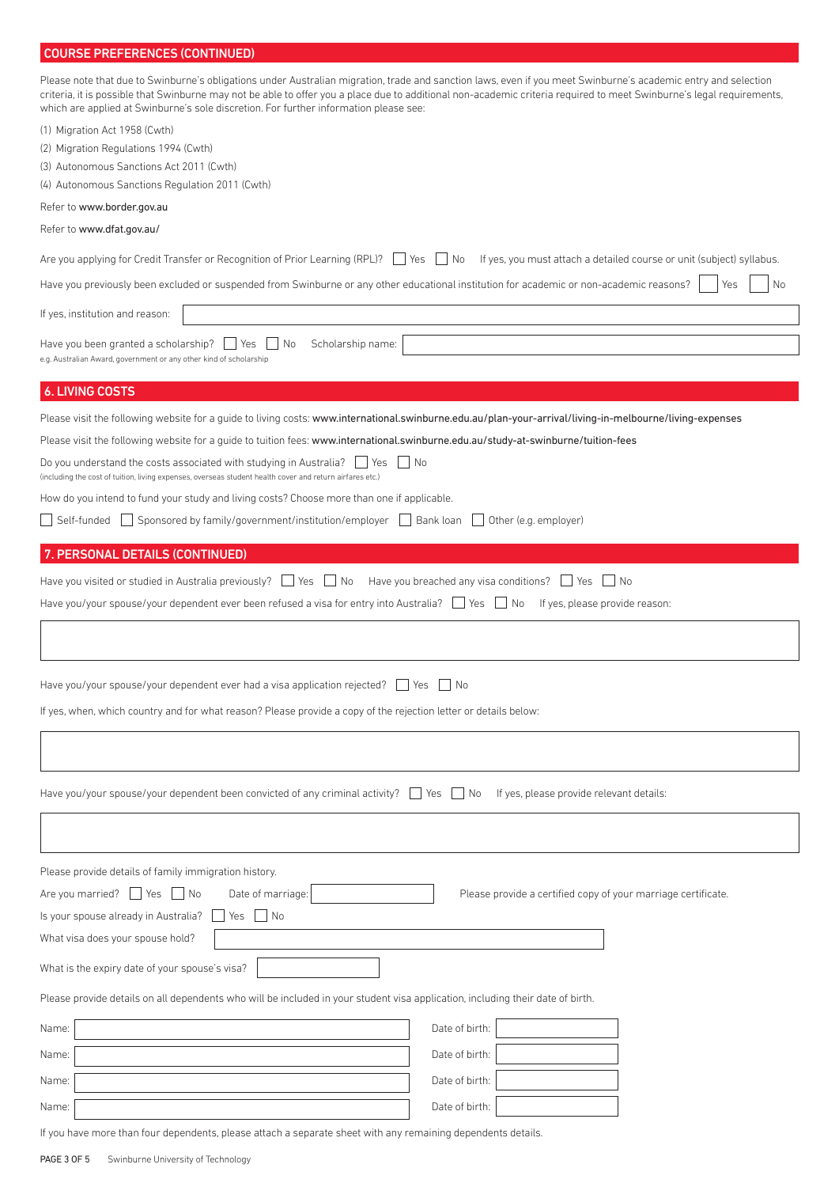## COURSE PREFERENCES (CONTINUED)

Please note that due to Swinburne's obligations under Australian migration, trade and sanction laws, even if you meet Swinburne's academic entry and selection criteria, it is possible that Swinburne may not be able to offer you a place due to additional non-academic criteria required to meet Swinburne's legal requirements, which are applied at Swinburne's sole discretion. For further information please see:

(1) Migration Act 1958 (Cwth)

(2) Migration Regulations 1994 (Cwth)

(3) Autonomous Sanctions Act 2011 (Cwth)

(4) Autonomous Sanctions Regulation 2011 (Cwth)

Refer to www.border.gov.au

Refer to www.dfat.gov.au/

Are you applying for Credit Transfer or Recognition of Prior Learning (RPL)? ☐ Yes ☐ No If yes, you must attach a detailed course or unit (subject) syllabus.

Have you previously been excluded or suspended from Swinburne or any other educational institution for academic or non-academic reasons? ☐ Yes ☐ No

If yes, institution and reason: ____________________

Have you been granted a scholarship? ☐ Yes ☐ No Scholarship name: ____________________

e.g. Australian Award, government or any other kind of scholarship

## 6. LIVING COSTS

Please visit the following website for a guide to living costs: www.international.swinburne.edu.au/plan-your-arrival/living-in-melbourne/living-expenses

Please visit the following website for a guide to tuition fees: www.international.swinburne.edu.au/study-at-swinburne/tuition-fees

Do you understand the costs associated with studying in Australia? ☐ Yes ☐ No

(including the cost of tuition, living expenses, overseas student health cover and return airfares etc.)

How do you intend to fund your study and living costs? Choose more than one if applicable.

☐ Self-funded ☐ Sponsored by family/government/institution/employer ☐ Bank loan ☐ Other (e.g. employer)

## 7. PERSONAL DETAILS (CONTINUED)

Have you visited or studied in Australia previously? ☐ Yes ☐ No Have you breached any visa conditions? ☐ Yes ☐ No

Have you/your spouse/your dependent ever been refused a visa for entry into Australia? ☐ Yes ☐ No If yes, please provide reason:

____________________

Have you/your spouse/your dependent ever had a visa application rejected? ☐ Yes ☐ No

If yes, when, which country and for what reason? Please provide a copy of the rejection letter or details below:

____________________

Have you/your spouse/your dependent been convicted of any criminal activity? ☐ Yes ☐ No If yes, please provide relevant details:

____________________

Please provide details of family immigration history.

Are you married? ☐ Yes ☐ No Date of marriage: __________ Please provide a certified copy of your marriage certificate.

Is your spouse already in Australia? ☐ Yes ☐ No

What visa does your spouse hold? ____________________

What is the expiry date of your spouse's visa? __________

Please provide details on all dependents who will be included in your student visa application, including their date of birth.

| Name: | Date of birth: |
|---|---|
| | |
| | |
| | |
| | |

If you have more than four dependents, please attach a separate sheet with any remaining dependents details.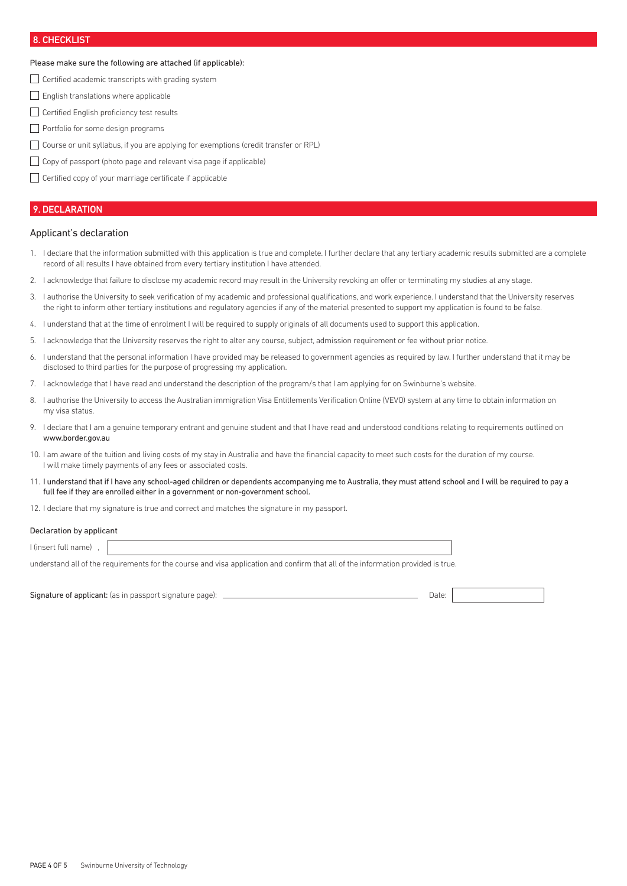## 8. CHECKLIST

Please make sure the following are attached (if applicable):

- [ ] Certified academic transcripts with grading system
- [ ] English translations where applicable
- [ ] Certified English proficiency test results
- [ ] Portfolio for some design programs
- [ ] Course or unit syllabus, if you are applying for exemptions (credit transfer or RPL)
- [ ] Copy of passport (photo page and relevant visa page if applicable)
- [ ] Certified copy of your marriage certificate if applicable

## 9. DECLARATION

### Applicant's declaration

1. I declare that the information submitted with this application is true and complete. I further declare that any tertiary academic results submitted are a complete record of all results I have obtained from every tertiary institution I have attended.
2. I acknowledge that failure to disclose my academic record may result in the University revoking an offer or terminating my studies at any stage.
3. I authorise the University to seek verification of my academic and professional qualifications, and work experience. I understand that the University reserves the right to inform other tertiary institutions and regulatory agencies if any of the material presented to support my application is found to be false.
4. I understand that at the time of enrolment I will be required to supply originals of all documents used to support this application.
5. I acknowledge that the University reserves the right to alter any course, subject, admission requirement or fee without prior notice.
6. I understand that the personal information I have provided may be released to government agencies as required by law. I further understand that it may be disclosed to third parties for the purpose of progressing my application.
7. I acknowledge that I have read and understand the description of the program/s that I am applying for on Swinburne's website.
8. I authorise the University to access the Australian immigration Visa Entitlements Verification Online (VEVO) system at any time to obtain information on my visa status.
9. I declare that I am a genuine temporary entrant and genuine student and that I have read and understood conditions relating to requirements outlined on www.border.gov.au
10. I am aware of the tuition and living costs of my stay in Australia and have the financial capacity to meet such costs for the duration of my course. I will make timely payments of any fees or associated costs.
11. I understand that if I have any school-aged children or dependents accompanying me to Australia, they must attend school and I will be required to pay a full fee if they are enrolled either in a government or non-government school.
12. I declare that my signature is true and correct and matches the signature in my passport.

#### Declaration by applicant

I (insert full name) , ______________________________

understand all of the requirements for the course and visa application and confirm that all of the information provided is true.

**Signature of applicant:** (as in passport signature page): ______________________________ Date: ______________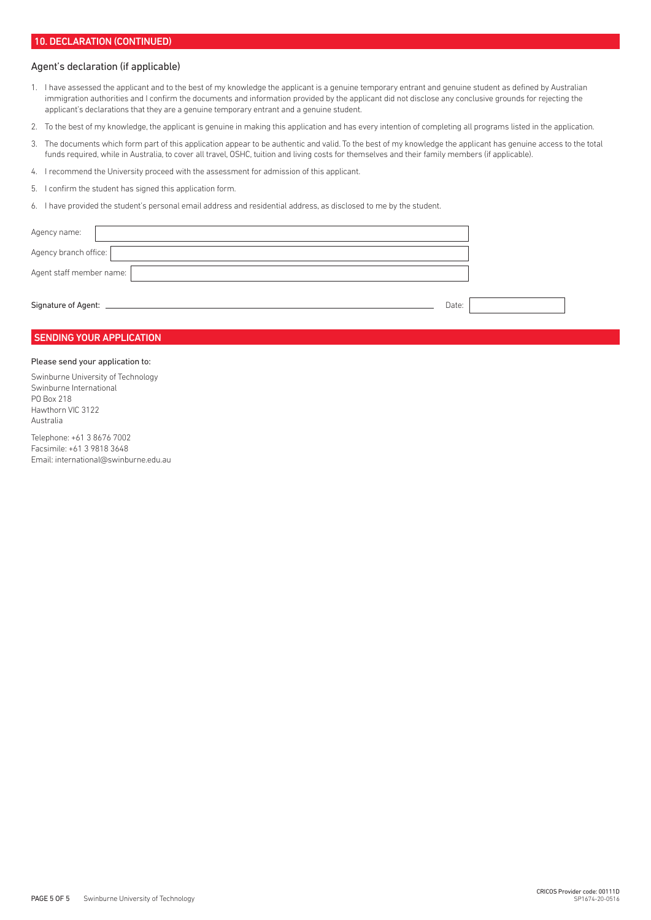## 10. DECLARATION (CONTINUED)

### Agent's declaration (if applicable)

1. I have assessed the applicant and to the best of my knowledge the applicant is a genuine temporary entrant and genuine student as defined by Australian immigration authorities and I confirm the documents and information provided by the applicant did not disclose any conclusive grounds for rejecting the applicant's declarations that they are a genuine temporary entrant and a genuine student.
2. To the best of my knowledge, the applicant is genuine in making this application and has every intention of completing all programs listed in the application.
3. The documents which form part of this application appear to be authentic and valid. To the best of my knowledge the applicant has genuine access to the total funds required, while in Australia, to cover all travel, OSHC, tuition and living costs for themselves and their family members (if applicable).
4. I recommend the University proceed with the assessment for admission of this applicant.
5. I confirm the student has signed this application form.
6. I have provided the student's personal email address and residential address, as disclosed to me by the student.

Agency name:

Agency branch office:

Agent staff member name:

Signature of Agent: ______________________________ Date:

## SENDING YOUR APPLICATION

Please send your application to:

Swinburne University of Technology
Swinburne International
PO Box 218
Hawthorn VIC 3122
Australia

Telephone: +61 3 8676 7002
Facsimile: +61 3 9818 3648
Email: international@swinburne.edu.au

CRICOS Provider code: 00111D
SP1674-20-0516